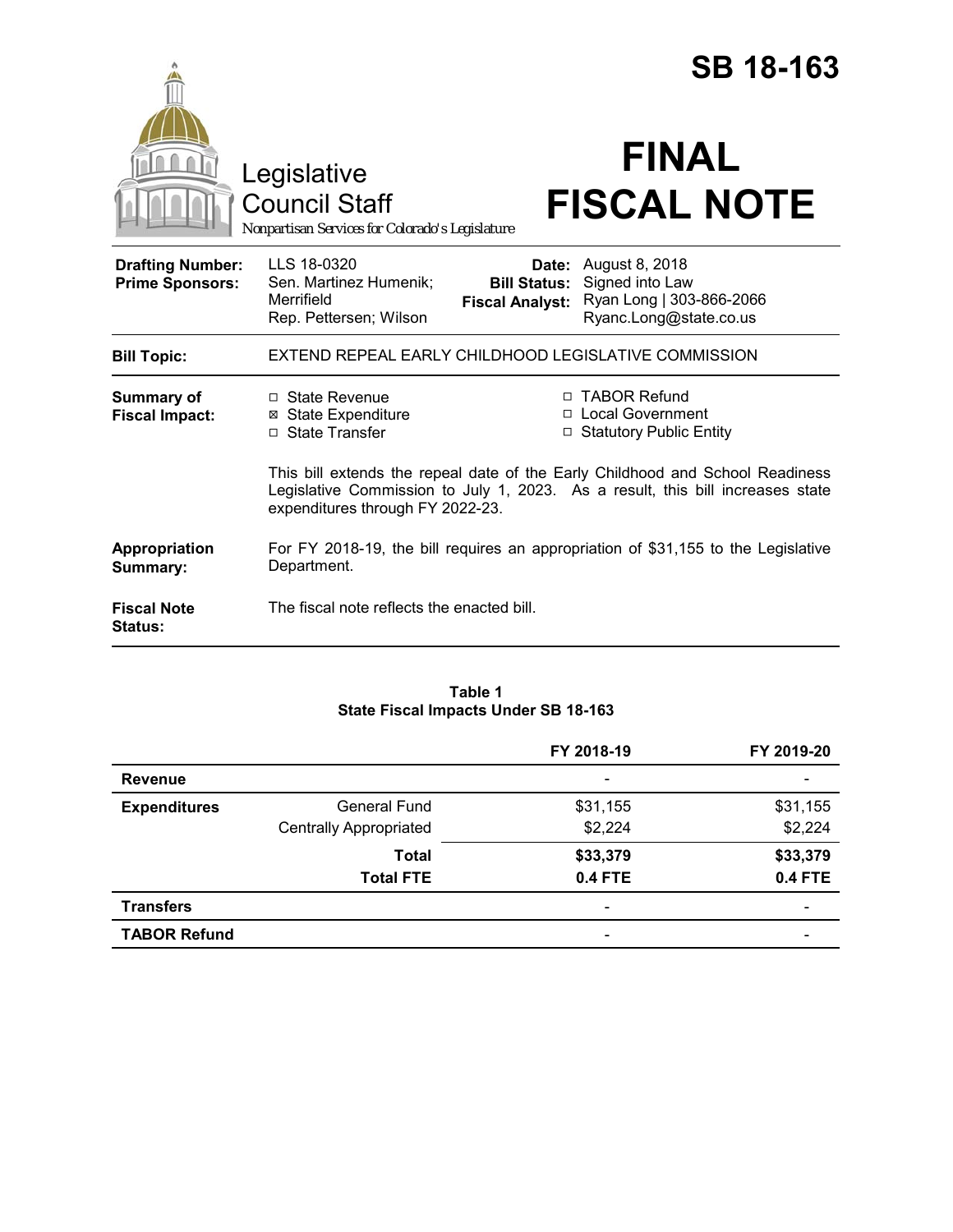# SB 18-163

Legislative Council Staff
*Nonpartisan Services for Colorado's Legislature*

# FINAL FISCAL NOTE

| | | | |
|---|---|---|---|
| **Drafting Number:** | LLS 18-0320 | **Date:** | August 8, 2018 |
| **Prime Sponsors:** | Sen. Martinez Humenik; Merrifield<br>Rep. Pettersen; Wilson | **Bill Status:** | Signed into Law |
| | | **Fiscal Analyst:** | Ryan Long \| 303-866-2066<br>Ryanc.Long@state.co.us |

| | |
|---|---|
| **Bill Topic:** | EXTEND REPEAL EARLY CHILDHOOD LEGISLATIVE COMMISSION |
| **Summary of Fiscal Impact:** | ☐ State Revenue<br>☒ State Expenditure<br>☐ State Transfer<br>☐ TABOR Refund<br>☐ Local Government<br>☐ Statutory Public Entity<br><br>This bill extends the repeal date of the Early Childhood and School Readiness Legislative Commission to July 1, 2023. As a result, this bill increases state expenditures through FY 2022-23. |
| **Appropriation Summary:** | For FY 2018-19, the bill requires an appropriation of $31,155 to the Legislative Department. |
| **Fiscal Note Status:** | The fiscal note reflects the enacted bill. |

**Table 1**
**State Fiscal Impacts Under SB 18-163**

| | | FY 2018-19 | FY 2019-20 |
|---|---|---|---|
| **Revenue** | | - | - |
| **Expenditures** | General Fund | $31,155 | $31,155 |
| | Centrally Appropriated | $2,224 | $2,224 |
| | **Total** | **$33,379** | **$33,379** |
| | **Total FTE** | **0.4 FTE** | **0.4 FTE** |
| **Transfers** | | - | - |
| **TABOR Refund** | | - | - |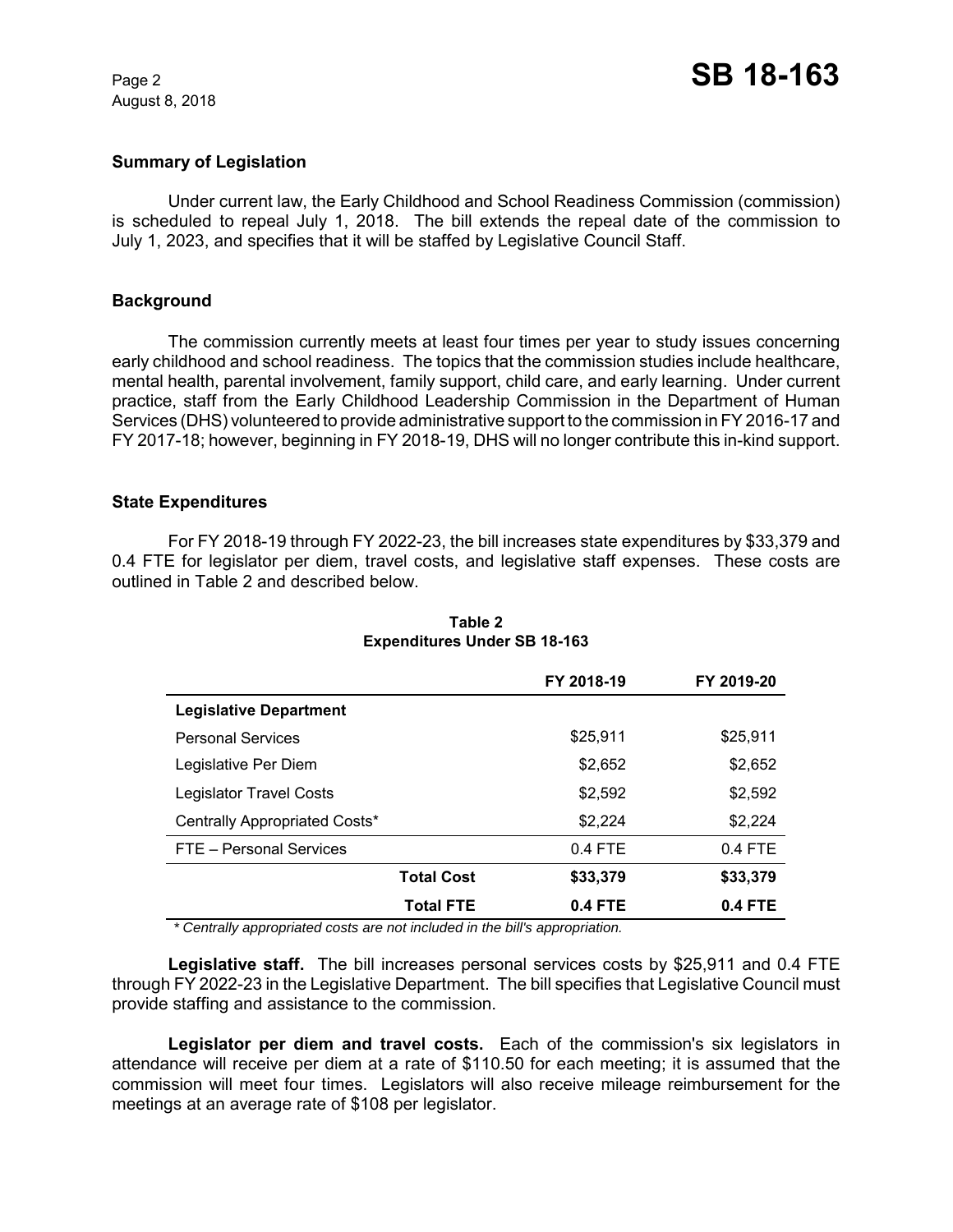## Summary of Legislation

Under current law, the Early Childhood and School Readiness Commission (commission) is scheduled to repeal July 1, 2018. The bill extends the repeal date of the commission to July 1, 2023, and specifies that it will be staffed by Legislative Council Staff.

## Background

The commission currently meets at least four times per year to study issues concerning early childhood and school readiness. The topics that the commission studies include healthcare, mental health, parental involvement, family support, child care, and early learning. Under current practice, staff from the Early Childhood Leadership Commission in the Department of Human Services (DHS) volunteered to provide administrative support to the commission in FY 2016-17 and FY 2017-18; however, beginning in FY 2018-19, DHS will no longer contribute this in-kind support.

## State Expenditures

For FY 2018-19 through FY 2022-23, the bill increases state expenditures by $33,379 and 0.4 FTE for legislator per diem, travel costs, and legislative staff expenses. These costs are outlined in Table 2 and described below.

**Table 2**
**Expenditures Under SB 18-163**

| | FY 2018-19 | FY 2019-20 |
|---|---|---|
| **Legislative Department** | | |
| Personal Services | $25,911 | $25,911 |
| Legislative Per Diem | $2,652 | $2,652 |
| Legislator Travel Costs | $2,592 | $2,592 |
| Centrally Appropriated Costs* | $2,224 | $2,224 |
| FTE – Personal Services | 0.4 FTE | 0.4 FTE |
| **Total Cost** | **$33,379** | **$33,379** |
| **Total FTE** | **0.4 FTE** | **0.4 FTE** |

*\* Centrally appropriated costs are not included in the bill's appropriation.*

**Legislative staff.** The bill increases personal services costs by $25,911 and 0.4 FTE through FY 2022-23 in the Legislative Department. The bill specifies that Legislative Council must provide staffing and assistance to the commission.

**Legislator per diem and travel costs.** Each of the commission's six legislators in attendance will receive per diem at a rate of $110.50 for each meeting; it is assumed that the commission will meet four times. Legislators will also receive mileage reimbursement for the meetings at an average rate of $108 per legislator.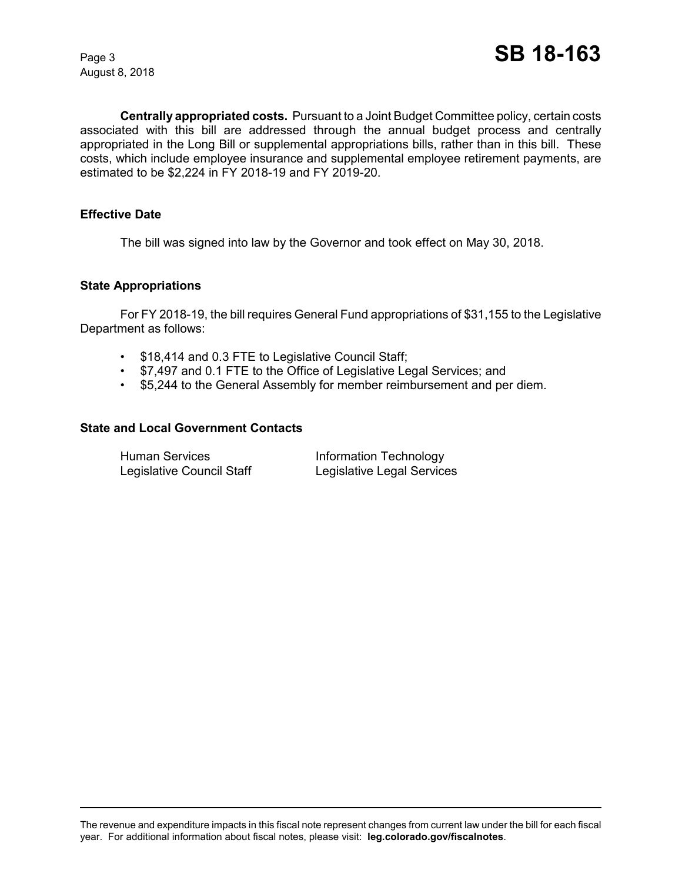**Centrally appropriated costs.** Pursuant to a Joint Budget Committee policy, certain costs associated with this bill are addressed through the annual budget process and centrally appropriated in the Long Bill or supplemental appropriations bills, rather than in this bill. These costs, which include employee insurance and supplemental employee retirement payments, are estimated to be $2,224 in FY 2018-19 and FY 2019-20.

### Effective Date

The bill was signed into law by the Governor and took effect on May 30, 2018.

### State Appropriations

For FY 2018-19, the bill requires General Fund appropriations of $31,155 to the Legislative Department as follows:

- $18,414 and 0.3 FTE to Legislative Council Staff;
- $7,497 and 0.1 FTE to the Office of Legislative Legal Services; and
- $5,244 to the General Assembly for member reimbursement and per diem.

### State and Local Government Contacts

Human Services
Information Technology
Legislative Council Staff
Legislative Legal Services

The revenue and expenditure impacts in this fiscal note represent changes from current law under the bill for each fiscal year. For additional information about fiscal notes, please visit: **leg.colorado.gov/fiscalnotes**.